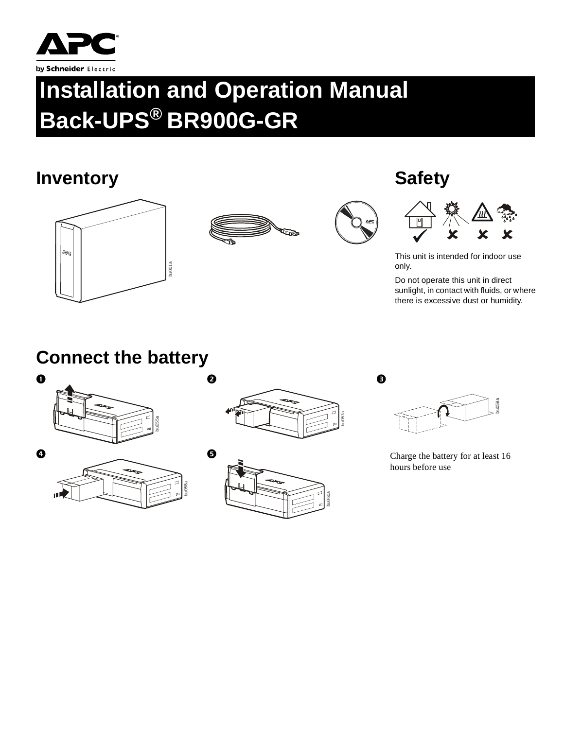# Installation and Operation Manual
# Back-UPS® BR900G-GR

## Inventory

bu001a

## Safety

This unit is intended for indoor use only.

Do not operate this unit in direct sunlight, in contact with fluids, or where there is excessive dust or humidity.

## Connect the battery

❶ bu055a

❷ bu057a

❸ bu059a

❹ bu058a

❺ bu060a

Charge the battery for at least 16 hours before use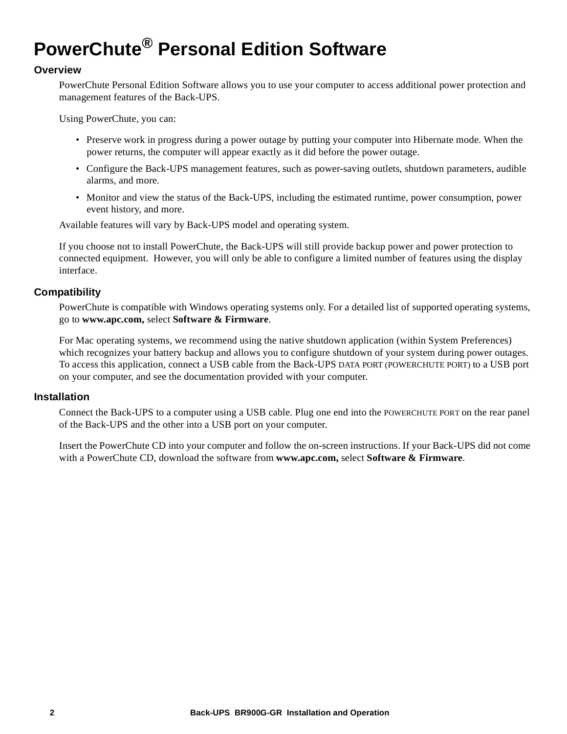# PowerChute® Personal Edition Software

## Overview

PowerChute Personal Edition Software allows you to use your computer to access additional power protection and management features of the Back-UPS.

Using PowerChute, you can:

- Preserve work in progress during a power outage by putting your computer into Hibernate mode. When the power returns, the computer will appear exactly as it did before the power outage.
- Configure the Back-UPS management features, such as power-saving outlets, shutdown parameters, audible alarms, and more.
- Monitor and view the status of the Back-UPS, including the estimated runtime, power consumption, power event history, and more.

Available features will vary by Back-UPS model and operating system.

If you choose not to install PowerChute, the Back-UPS will still provide backup power and power protection to connected equipment. However, you will only be able to configure a limited number of features using the display interface.

## Compatibility

PowerChute is compatible with Windows operating systems only. For a detailed list of supported operating systems, go to **www.apc.com,** select **Software & Firmware**.

For Mac operating systems, we recommend using the native shutdown application (within System Preferences) which recognizes your battery backup and allows you to configure shutdown of your system during power outages. To access this application, connect a USB cable from the Back-UPS DATA PORT (POWERCHUTE PORT) to a USB port on your computer, and see the documentation provided with your computer.

## Installation

Connect the Back-UPS to a computer using a USB cable. Plug one end into the POWERCHUTE PORT on the rear panel of the Back-UPS and the other into a USB port on your computer.

Insert the PowerChute CD into your computer and follow the on-screen instructions. If your Back-UPS did not come with a PowerChute CD, download the software from **www.apc.com,** select **Software & Firmware**.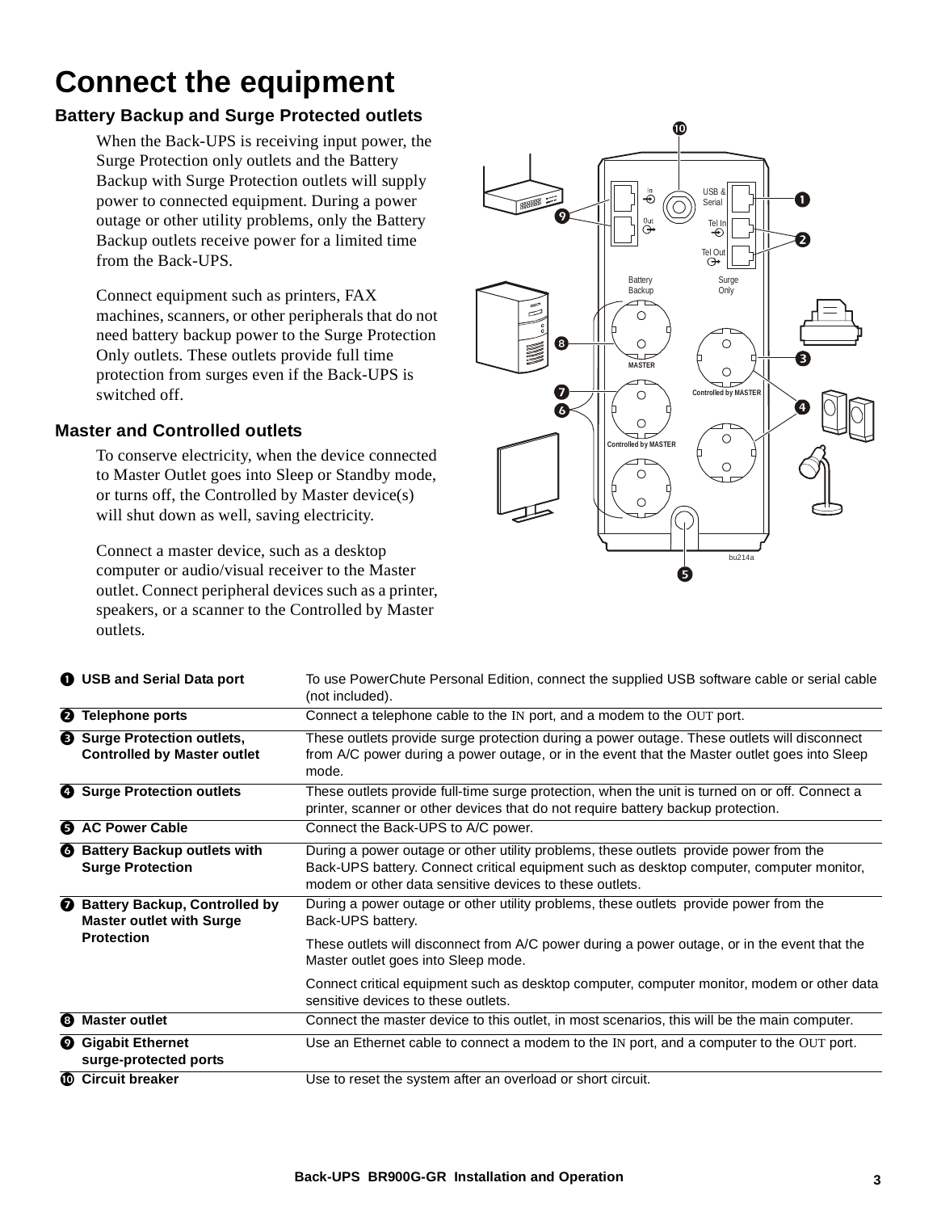# Connect the equipment

## Battery Backup and Surge Protected outlets

When the Back-UPS is receiving input power, the Surge Protection only outlets and the Battery Backup with Surge Protection outlets will supply power to connected equipment. During a power outage or other utility problems, only the Battery Backup outlets receive power for a limited time from the Back-UPS.

Connect equipment such as printers, FAX machines, scanners, or other peripherals that do not need battery backup power to the Surge Protection Only outlets. These outlets provide full time protection from surges even if the Back-UPS is switched off.

## Master and Controlled outlets

To conserve electricity, when the device connected to Master Outlet goes into Sleep or Standby mode, or turns off, the Controlled by Master device(s) will shut down as well, saving electricity.

Connect a master device, such as a desktop computer or audio/visual receiver to the Master outlet. Connect peripheral devices such as a printer, speakers, or a scanner to the Controlled by Master outlets.

In
Out
USB & Serial
Tel In
Tel Out
Battery Backup
Surge Only
MASTER
Controlled by MASTER
Controlled by MASTER
bu214a

| | |
|---|---|
| **1 USB and Serial Data port** | To use PowerChute Personal Edition, connect the supplied USB software cable or serial cable (not included). |
| **2 Telephone ports** | Connect a telephone cable to the IN port, and a modem to the OUT port. |
| **3 Surge Protection outlets, Controlled by Master outlet** | These outlets provide surge protection during a power outage. These outlets will disconnect from A/C power during a power outage, or in the event that the Master outlet goes into Sleep mode. |
| **4 Surge Protection outlets** | These outlets provide full-time surge protection, when the unit is turned on or off. Connect a printer, scanner or other devices that do not require battery backup protection. |
| **5 AC Power Cable** | Connect the Back-UPS to A/C power. |
| **6 Battery Backup outlets with Surge Protection** | During a power outage or other utility problems, these outlets provide power from the Back-UPS battery. Connect critical equipment such as desktop computer, computer monitor, modem or other data sensitive devices to these outlets. |
| **7 Battery Backup, Controlled by Master outlet with Surge Protection** | During a power outage or other utility problems, these outlets provide power from the Back-UPS battery. These outlets will disconnect from A/C power during a power outage, or in the event that the Master outlet goes into Sleep mode. Connect critical equipment such as desktop computer, computer monitor, modem or other data sensitive devices to these outlets. |
| **8 Master outlet** | Connect the master device to this outlet, in most scenarios, this will be the main computer. |
| **9 Gigabit Ethernet surge-protected ports** | Use an Ethernet cable to connect a modem to the IN port, and a computer to the OUT port. |
| **10 Circuit breaker** | Use to reset the system after an overload or short circuit. |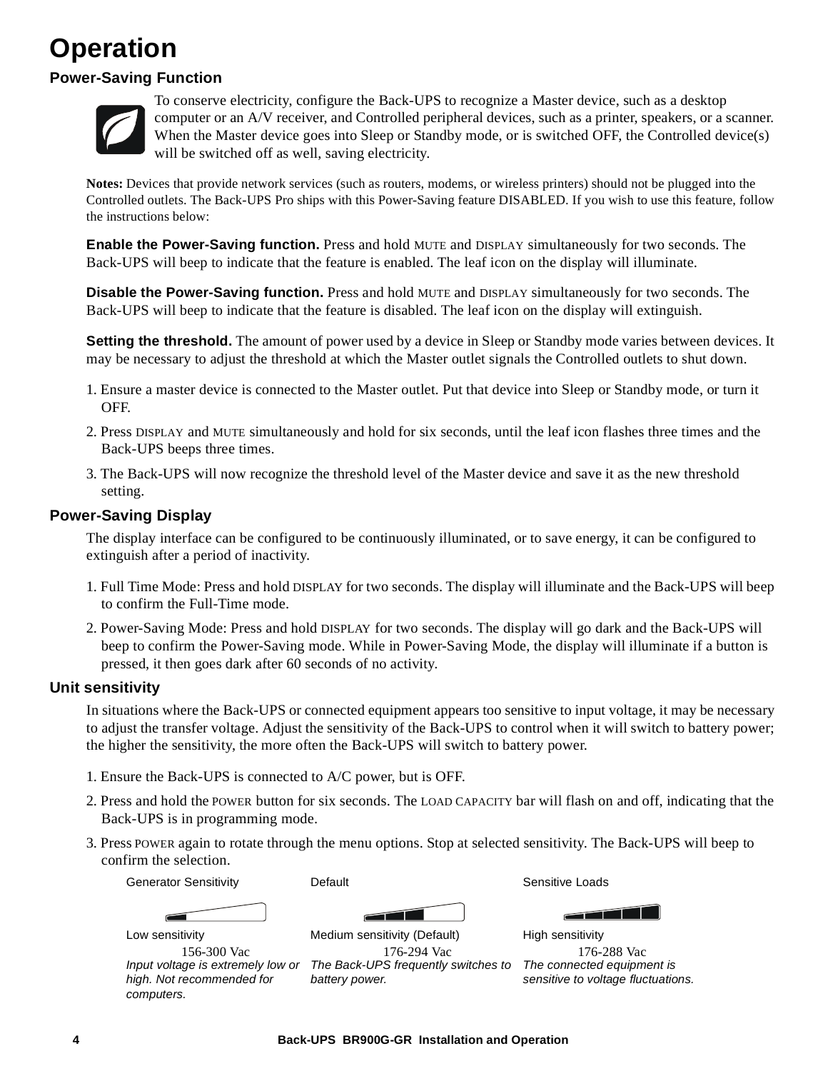# Operation

## Power-Saving Function

To conserve electricity, configure the Back-UPS to recognize a Master device, such as a desktop computer or an A/V receiver, and Controlled peripheral devices, such as a printer, speakers, or a scanner. When the Master device goes into Sleep or Standby mode, or is switched OFF, the Controlled device(s) will be switched off as well, saving electricity.

**Notes:** Devices that provide network services (such as routers, modems, or wireless printers) should not be plugged into the Controlled outlets. The Back-UPS Pro ships with this Power-Saving feature DISABLED. If you wish to use this feature, follow the instructions below:

**Enable the Power-Saving function.** Press and hold MUTE and DISPLAY simultaneously for two seconds. The Back-UPS will beep to indicate that the feature is enabled. The leaf icon on the display will illuminate.

**Disable the Power-Saving function.** Press and hold MUTE and DISPLAY simultaneously for two seconds. The Back-UPS will beep to indicate that the feature is disabled. The leaf icon on the display will extinguish.

**Setting the threshold.** The amount of power used by a device in Sleep or Standby mode varies between devices. It may be necessary to adjust the threshold at which the Master outlet signals the Controlled outlets to shut down.

1. Ensure a master device is connected to the Master outlet. Put that device into Sleep or Standby mode, or turn it OFF.
2. Press DISPLAY and MUTE simultaneously and hold for six seconds, until the leaf icon flashes three times and the Back-UPS beeps three times.
3. The Back-UPS will now recognize the threshold level of the Master device and save it as the new threshold setting.

## Power-Saving Display

The display interface can be configured to be continuously illuminated, or to save energy, it can be configured to extinguish after a period of inactivity.

1. Full Time Mode: Press and hold DISPLAY for two seconds. The display will illuminate and the Back-UPS will beep to confirm the Full-Time mode.
2. Power-Saving Mode: Press and hold DISPLAY for two seconds. The display will go dark and the Back-UPS will beep to confirm the Power-Saving mode. While in Power-Saving Mode, the display will illuminate if a button is pressed, it then goes dark after 60 seconds of no activity.

## Unit sensitivity

In situations where the Back-UPS or connected equipment appears too sensitive to input voltage, it may be necessary to adjust the transfer voltage. Adjust the sensitivity of the Back-UPS to control when it will switch to battery power; the higher the sensitivity, the more often the Back-UPS will switch to battery power.

1. Ensure the Back-UPS is connected to A/C power, but is OFF.
2. Press and hold the POWER button for six seconds. The LOAD CAPACITY bar will flash on and off, indicating that the Back-UPS is in programming mode.
3. Press POWER again to rotate through the menu options. Stop at selected sensitivity. The Back-UPS will beep to confirm the selection.

| Generator Sensitivity | Default | Sensitive Loads |
|---|---|---|
| Low sensitivity | Medium sensitivity (Default) | High sensitivity |
| 156-300 Vac | 176-294 Vac | 176-288 Vac |
| *Input voltage is extremely low or high. Not recommended for computers.* | *The Back-UPS frequently switches to battery power.* | *The connected equipment is sensitive to voltage fluctuations.* |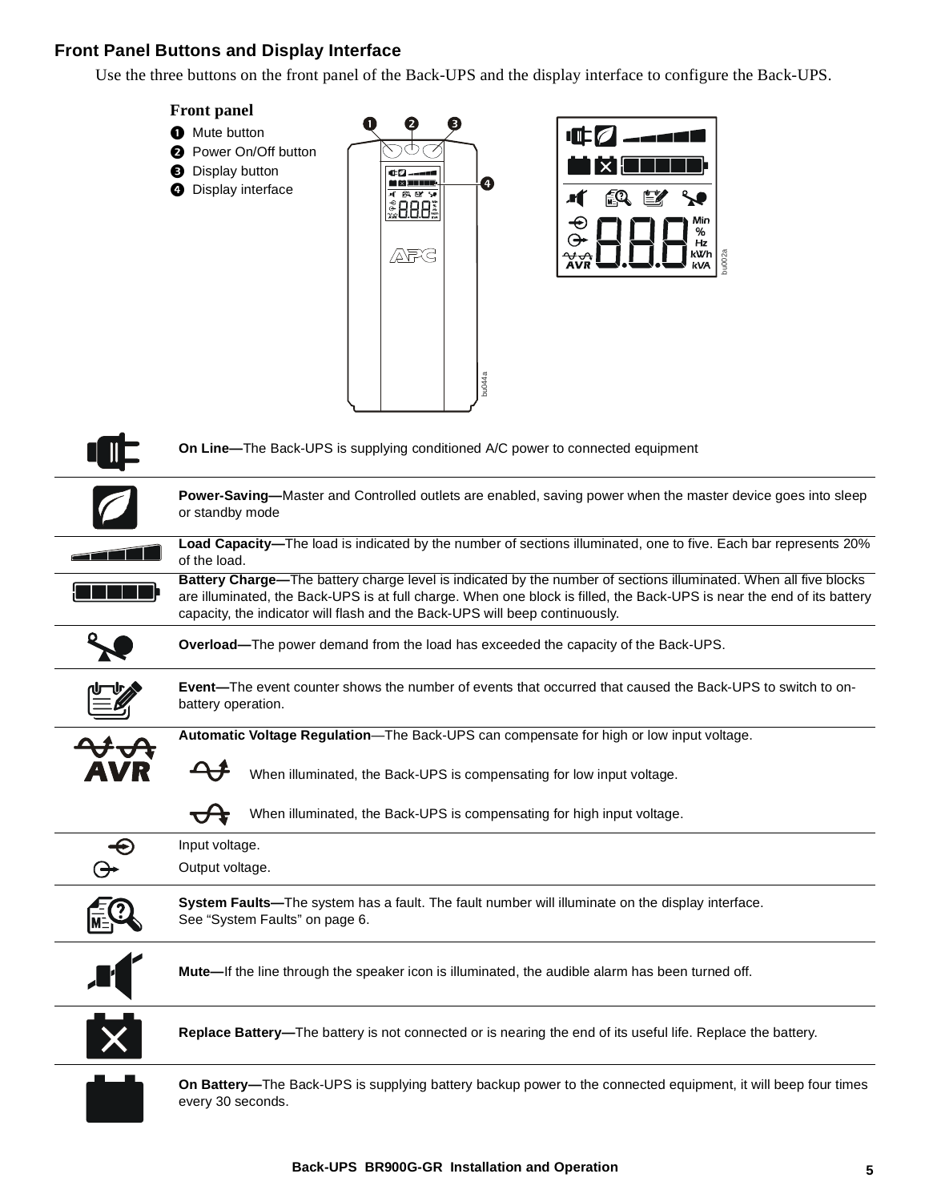## Front Panel Buttons and Display Interface

Use the three buttons on the front panel of the Back-UPS and the display interface to configure the Back-UPS.

**Front panel**

1. Mute button
2. Power On/Off button
3. Display button
4. Display interface

Min
%
Hz
kWh
kVA
AVR

bu044a

bu002a

| | |
|---|---|
| | **On Line—**The Back-UPS is supplying conditioned A/C power to connected equipment |
| | **Power-Saving—**Master and Controlled outlets are enabled, saving power when the master device goes into sleep or standby mode |
| | **Load Capacity—**The load is indicated by the number of sections illuminated, one to five. Each bar represents 20% of the load. |
| | **Battery Charge—**The battery charge level is indicated by the number of sections illuminated. When all five blocks are illuminated, the Back-UPS is at full charge. When one block is filled, the Back-UPS is near the end of its battery capacity, the indicator will flash and the Back-UPS will beep continuously. |
| | **Overload—**The power demand from the load has exceeded the capacity of the Back-UPS. |
| | **Event—**The event counter shows the number of events that occurred that caused the Back-UPS to switch to on-battery operation. |
| AVR | **Automatic Voltage Regulation**—The Back-UPS can compensate for high or low input voltage.<br>When illuminated, the Back-UPS is compensating for low input voltage.<br>When illuminated, the Back-UPS is compensating for high input voltage. |
| | Input voltage.<br>Output voltage. |
| | **System Faults—**The system has a fault. The fault number will illuminate on the display interface.<br>See “System Faults” on page 6. |
| | **Mute—**If the line through the speaker icon is illuminated, the audible alarm has been turned off. |
| | **Replace Battery—**The battery is not connected or is nearing the end of its useful life. Replace the battery. |
| | **On Battery—**The Back-UPS is supplying battery backup power to the connected equipment, it will beep four times every 30 seconds. |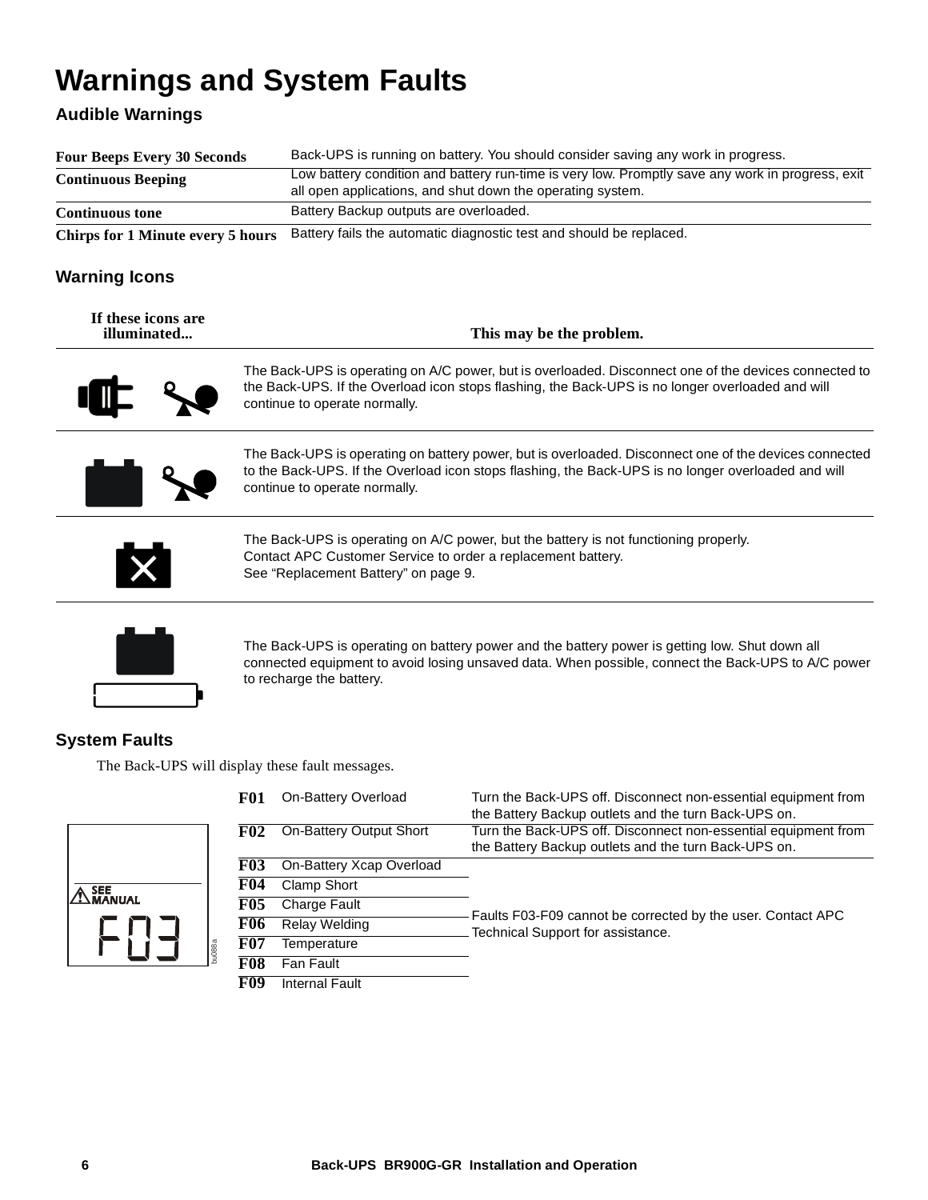# Warnings and System Faults

## Audible Warnings

| | |
|---|---|
| **Four Beeps Every 30 Seconds** | Back-UPS is running on battery. You should consider saving any work in progress. |
| **Continuous Beeping** | Low battery condition and battery run-time is very low. Promptly save any work in progress, exit all open applications, and shut down the operating system. |
| **Continuous tone** | Battery Backup outputs are overloaded. |
| **Chirps for 1 Minute every 5 hours** | Battery fails the automatic diagnostic test and should be replaced. |

## Warning Icons

| If these icons are illuminated... | This may be the problem. |
|---|---|
| | The Back-UPS is operating on A/C power, but is overloaded. Disconnect one of the devices connected to the Back-UPS. If the Overload icon stops flashing, the Back-UPS is no longer overloaded and will continue to operate normally. |
| | The Back-UPS is operating on battery power, but is overloaded. Disconnect one of the devices connected to the Back-UPS. If the Overload icon stops flashing, the Back-UPS is no longer overloaded and will continue to operate normally. |
| | The Back-UPS is operating on A/C power, but the battery is not functioning properly. Contact APC Customer Service to order a replacement battery. See "Replacement Battery" on page 9. |
| | The Back-UPS is operating on battery power and the battery power is getting low. Shut down all connected equipment to avoid losing unsaved data. When possible, connect the Back-UPS to A/C power to recharge the battery. |

## System Faults

The Back-UPS will display these fault messages.

SEE MANUAL
F03

| | | |
|---|---|---|
| **F01** | On-Battery Overload | Turn the Back-UPS off. Disconnect non-essential equipment from the Battery Backup outlets and the turn Back-UPS on. |
| **F02** | On-Battery Output Short | Turn the Back-UPS off. Disconnect non-essential equipment from the Battery Backup outlets and the turn Back-UPS on. |
| **F03** | On-Battery Xcap Overload | Faults F03-F09 cannot be corrected by the user. Contact APC Technical Support for assistance. |
| **F04** | Clamp Short | |
| **F05** | Charge Fault | |
| **F06** | Relay Welding | |
| **F07** | Temperature | |
| **F08** | Fan Fault | |
| **F09** | Internal Fault | |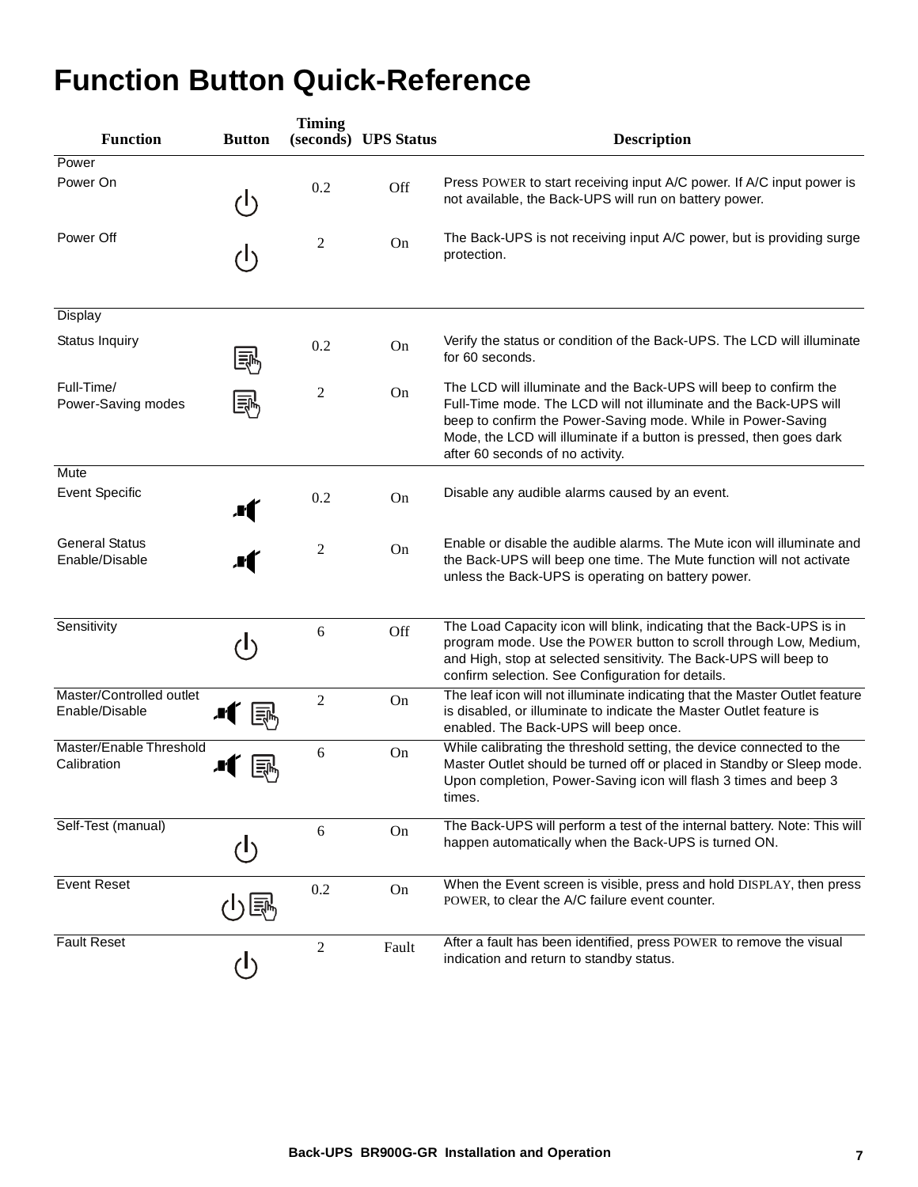# Function Button Quick-Reference

| Function | Button | Timing (seconds) | UPS Status | Description |
|---|---|---|---|---|
| Power | | | | |
| Power On | | 0.2 | Off | Press POWER to start receiving input A/C power. If A/C input power is not available, the Back-UPS will run on battery power. |
| Power Off | | 2 | On | The Back-UPS is not receiving input A/C power, but is providing surge protection. |
| Display | | | | |
| Status Inquiry | | 0.2 | On | Verify the status or condition of the Back-UPS. The LCD will illuminate for 60 seconds. |
| Full-Time/ Power-Saving modes | | 2 | On | The LCD will illuminate and the Back-UPS will beep to confirm the Full-Time mode. The LCD will not illuminate and the Back-UPS will beep to confirm the Power-Saving mode. While in Power-Saving Mode, the LCD will illuminate if a button is pressed, then goes dark after 60 seconds of no activity. |
| Mute | | | | |
| Event Specific | | 0.2 | On | Disable any audible alarms caused by an event. |
| General Status Enable/Disable | | 2 | On | Enable or disable the audible alarms. The Mute icon will illuminate and the Back-UPS will beep one time. The Mute function will not activate unless the Back-UPS is operating on battery power. |
| Sensitivity | | 6 | Off | The Load Capacity icon will blink, indicating that the Back-UPS is in program mode. Use the POWER button to scroll through Low, Medium, and High, stop at selected sensitivity. The Back-UPS will beep to confirm selection. See Configuration for details. |
| Master/Controlled outlet Enable/Disable | | 2 | On | The leaf icon will not illuminate indicating that the Master Outlet feature is disabled, or illuminate to indicate the Master Outlet feature is enabled. The Back-UPS will beep once. |
| Master/Enable Threshold Calibration | | 6 | On | While calibrating the threshold setting, the device connected to the Master Outlet should be turned off or placed in Standby or Sleep mode. Upon completion, Power-Saving icon will flash 3 times and beep 3 times. |
| Self-Test (manual) | | 6 | On | The Back-UPS will perform a test of the internal battery. Note: This will happen automatically when the Back-UPS is turned ON. |
| Event Reset | | 0.2 | On | When the Event screen is visible, press and hold DISPLAY, then press POWER, to clear the A/C failure event counter. |
| Fault Reset | | 2 | Fault | After a fault has been identified, press POWER to remove the visual indication and return to standby status. |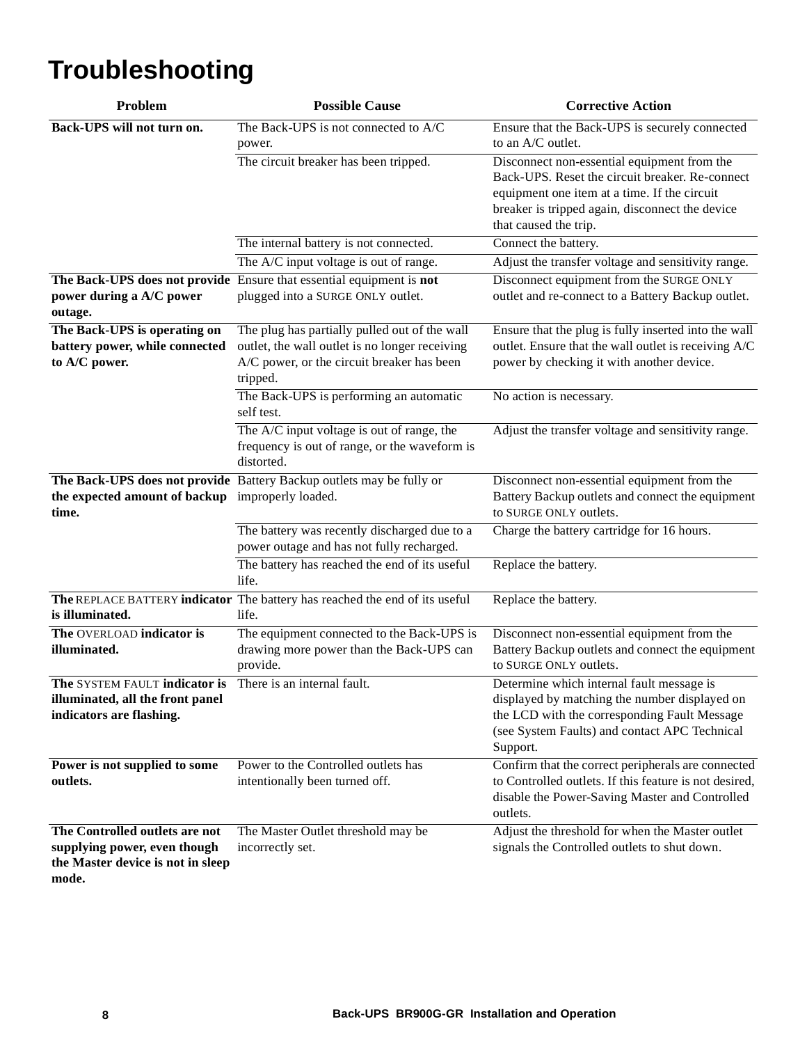# Troubleshooting

| Problem | Possible Cause | Corrective Action |
|---|---|---|
| **Back-UPS will not turn on.** | The Back-UPS is not connected to A/C power. | Ensure that the Back-UPS is securely connected to an A/C outlet. |
| | The circuit breaker has been tripped. | Disconnect non-essential equipment from the Back-UPS. Reset the circuit breaker. Re-connect equipment one item at a time. If the circuit breaker is tripped again, disconnect the device that caused the trip. |
| | The internal battery is not connected. | Connect the battery. |
| | The A/C input voltage is out of range. | Adjust the transfer voltage and sensitivity range. |
| **The Back-UPS does not provide power during a A/C power outage.** | Ensure that essential equipment is **not** plugged into a SURGE ONLY outlet. | Disconnect equipment from the SURGE ONLY outlet and re-connect to a Battery Backup outlet. |
| **The Back-UPS is operating on battery power, while connected to A/C power.** | The plug has partially pulled out of the wall outlet, the wall outlet is no longer receiving A/C power, or the circuit breaker has been tripped. | Ensure that the plug is fully inserted into the wall outlet. Ensure that the wall outlet is receiving A/C power by checking it with another device. |
| | The Back-UPS is performing an automatic self test. | No action is necessary. |
| | The A/C input voltage is out of range, the frequency is out of range, or the waveform is distorted. | Adjust the transfer voltage and sensitivity range. |
| **The Back-UPS does not provide the expected amount of backup time.** | Battery Backup outlets may be fully or improperly loaded. | Disconnect non-essential equipment from the Battery Backup outlets and connect the equipment to SURGE ONLY outlets. |
| | The battery was recently discharged due to a power outage and has not fully recharged. | Charge the battery cartridge for 16 hours. |
| | The battery has reached the end of its useful life. | Replace the battery. |
| **The** REPLACE BATTERY **indicator is illuminated.** | The battery has reached the end of its useful life. | Replace the battery. |
| **The** OVERLOAD **indicator is illuminated.** | The equipment connected to the Back-UPS is drawing more power than the Back-UPS can provide. | Disconnect non-essential equipment from the Battery Backup outlets and connect the equipment to SURGE ONLY outlets. |
| **The** SYSTEM FAULT **indicator is illuminated, all the front panel indicators are flashing.** | There is an internal fault. | Determine which internal fault message is displayed by matching the number displayed on the LCD with the corresponding Fault Message (see System Faults) and contact APC Technical Support. |
| **Power is not supplied to some outlets.** | Power to the Controlled outlets has intentionally been turned off. | Confirm that the correct peripherals are connected to Controlled outlets. If this feature is not desired, disable the Power-Saving Master and Controlled outlets. |
| **The Controlled outlets are not supplying power, even though the Master device is not in sleep mode.** | The Master Outlet threshold may be incorrectly set. | Adjust the threshold for when the Master outlet signals the Controlled outlets to shut down. |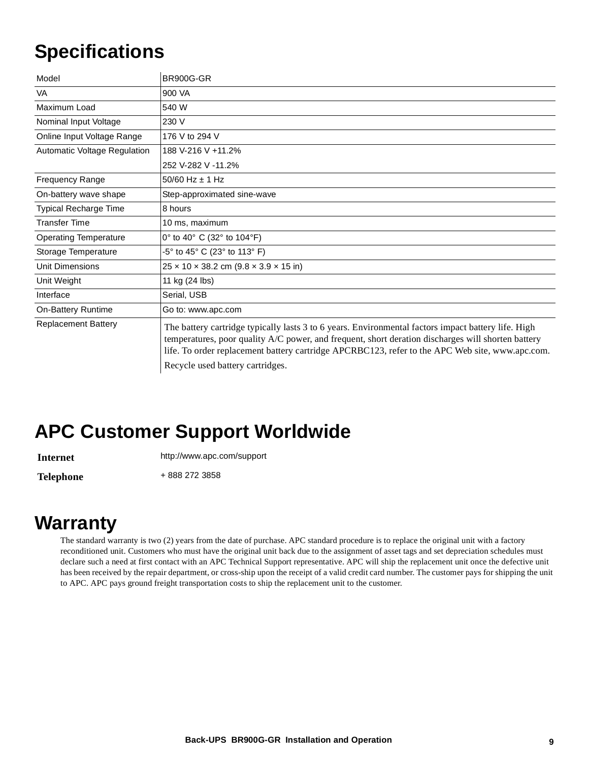# Specifications

| | |
|---|---|
| Model | BR900G-GR |
| VA | 900 VA |
| Maximum Load | 540 W |
| Nominal Input Voltage | 230 V |
| Online Input Voltage Range | 176 V to 294 V |
| Automatic Voltage Regulation | 188 V-216 V +11.2%<br>252 V-282 V -11.2% |
| Frequency Range | 50/60 Hz ± 1 Hz |
| On-battery wave shape | Step-approximated sine-wave |
| Typical Recharge Time | 8 hours |
| Transfer Time | 10 ms, maximum |
| Operating Temperature | 0° to 40° C (32° to 104°F) |
| Storage Temperature | -5° to 45° C (23° to 113° F) |
| Unit Dimensions | 25 × 10 × 38.2 cm (9.8 × 3.9 × 15 in) |
| Unit Weight | 11 kg (24 lbs) |
| Interface | Serial, USB |
| On-Battery Runtime | Go to: www.apc.com |
| Replacement Battery | The battery cartridge typically lasts 3 to 6 years. Environmental factors impact battery life. High temperatures, poor quality A/C power, and frequent, short deration discharges will shorten battery life. To order replacement battery cartridge APCRBC123, refer to the APC Web site, www.apc.com.<br>Recycle used battery cartridges. |

# APC Customer Support Worldwide

| | |
|---|---|
| **Internet** | http://www.apc.com/support |
| **Telephone** | + 888 272 3858 |

# Warranty

The standard warranty is two (2) years from the date of purchase. APC standard procedure is to replace the original unit with a factory reconditioned unit. Customers who must have the original unit back due to the assignment of asset tags and set depreciation schedules must declare such a need at first contact with an APC Technical Support representative. APC will ship the replacement unit once the defective unit has been received by the repair department, or cross-ship upon the receipt of a valid credit card number. The customer pays for shipping the unit to APC. APC pays ground freight transportation costs to ship the replacement unit to the customer.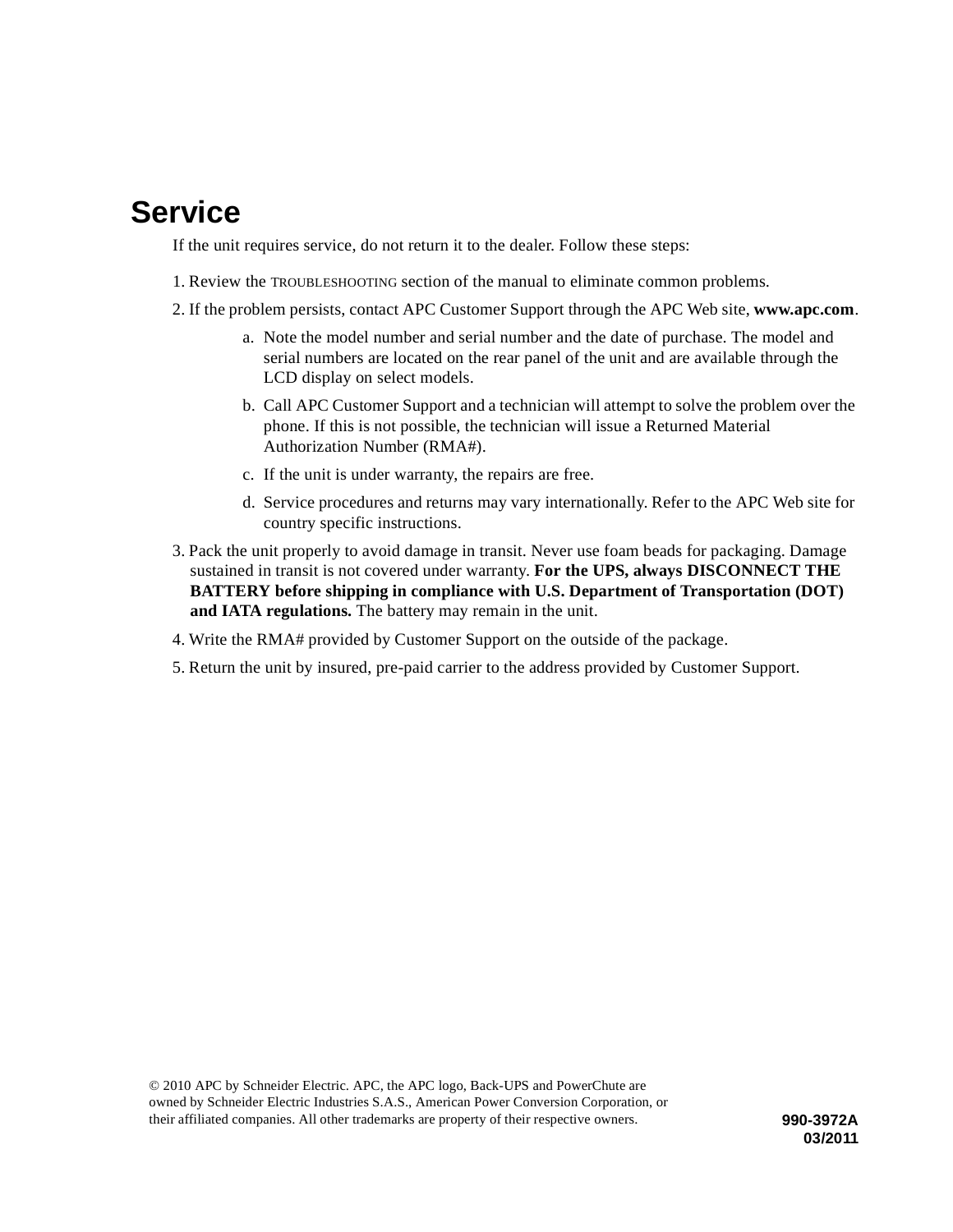# Service

If the unit requires service, do not return it to the dealer. Follow these steps:

1. Review the TROUBLESHOOTING section of the manual to eliminate common problems.
2. If the problem persists, contact APC Customer Support through the APC Web site, **www.apc.com**.
   a. Note the model number and serial number and the date of purchase. The model and serial numbers are located on the rear panel of the unit and are available through the LCD display on select models.
   b. Call APC Customer Support and a technician will attempt to solve the problem over the phone. If this is not possible, the technician will issue a Returned Material Authorization Number (RMA#).
   c. If the unit is under warranty, the repairs are free.
   d. Service procedures and returns may vary internationally. Refer to the APC Web site for country specific instructions.
3. Pack the unit properly to avoid damage in transit. Never use foam beads for packaging. Damage sustained in transit is not covered under warranty. **For the UPS, always DISCONNECT THE BATTERY before shipping in compliance with U.S. Department of Transportation (DOT) and IATA regulations.** The battery may remain in the unit.
4. Write the RMA# provided by Customer Support on the outside of the package.
5. Return the unit by insured, pre-paid carrier to the address provided by Customer Support.

© 2010 APC by Schneider Electric. APC, the APC logo, Back-UPS and PowerChute are owned by Schneider Electric Industries S.A.S., American Power Conversion Corporation, or their affiliated companies. All other trademarks are property of their respective owners.

**990-3972A**
**03/2011**